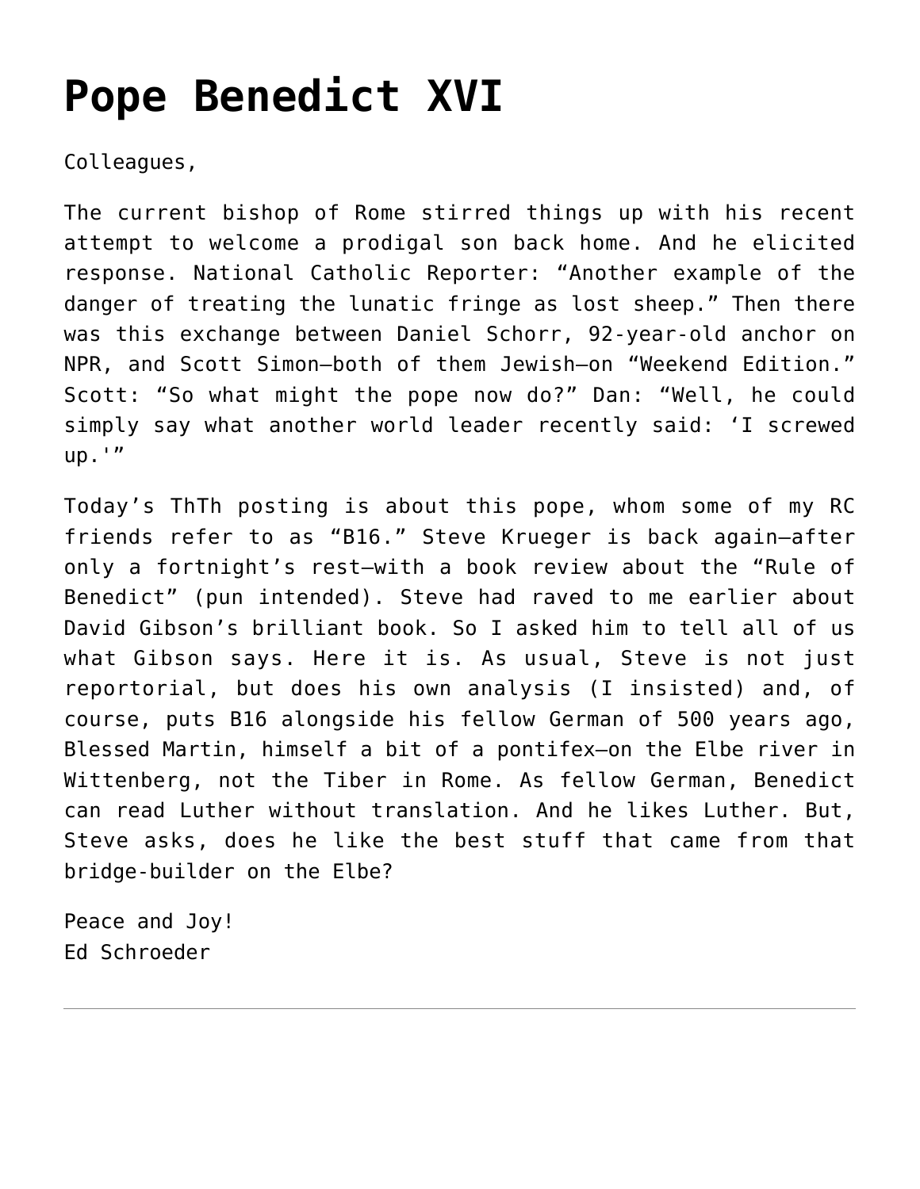# Pope Benedict XVI

Colleagues,

The current bishop of Rome stirred things up with his recent attempt to welcome a prodigal son back home. And he elicited response. National Catholic Reporter: "Another example of the danger of treating the lunatic fringe as lost sheep." Then there was this exchange between Daniel Schorr, 92-year-old anchor on NPR, and Scott Simon—both of them Jewish—on "Weekend Edition." Scott: "So what might the pope now do?" Dan: "Well, he could simply say what another world leader recently said: 'I screwed up.'"

Today's ThTh posting is about this pope, whom some of my RC friends refer to as "B16." Steve Krueger is back again—after only a fortnight's rest—with a book review about the "Rule of Benedict" (pun intended). Steve had raved to me earlier about David Gibson's brilliant book. So I asked him to tell all of us what Gibson says. Here it is. As usual, Steve is not just reportorial, but does his own analysis (I insisted) and, of course, puts B16 alongside his fellow German of 500 years ago, Blessed Martin, himself a bit of a pontifex—on the Elbe river in Wittenberg, not the Tiber in Rome. As fellow German, Benedict can read Luther without translation. And he likes Luther. But, Steve asks, does he like the best stuff that came from that bridge-builder on the Elbe?

Peace and Joy!  
Ed Schroeder

---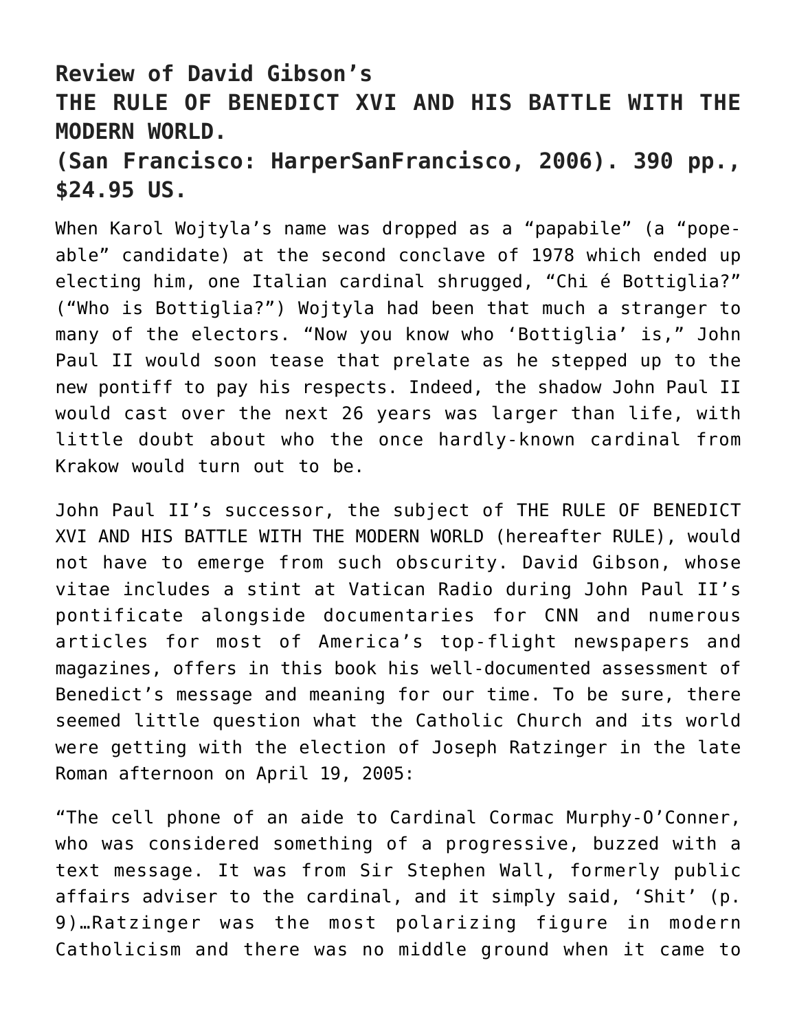## Review of David Gibson's
## THE RULE OF BENEDICT XVI AND HIS BATTLE WITH THE MODERN WORLD.
## (San Francisco: HarperSanFrancisco, 2006). 390 pp., $24.95 US.

When Karol Wojtyla's name was dropped as a "papabile" (a "pope-able" candidate) at the second conclave of 1978 which ended up electing him, one Italian cardinal shrugged, "Chi é Bottiglia?" ("Who is Bottiglia?") Wojtyla had been that much a stranger to many of the electors. "Now you know who 'Bottiglia' is," John Paul II would soon tease that prelate as he stepped up to the new pontiff to pay his respects. Indeed, the shadow John Paul II would cast over the next 26 years was larger than life, with little doubt about who the once hardly-known cardinal from Krakow would turn out to be.

John Paul II's successor, the subject of THE RULE OF BENEDICT XVI AND HIS BATTLE WITH THE MODERN WORLD (hereafter RULE), would not have to emerge from such obscurity. David Gibson, whose vitae includes a stint at Vatican Radio during John Paul II's pontificate alongside documentaries for CNN and numerous articles for most of America's top-flight newspapers and magazines, offers in this book his well-documented assessment of Benedict's message and meaning for our time. To be sure, there seemed little question what the Catholic Church and its world were getting with the election of Joseph Ratzinger in the late Roman afternoon on April 19, 2005:

"The cell phone of an aide to Cardinal Cormac Murphy-O'Conner, who was considered something of a progressive, buzzed with a text message. It was from Sir Stephen Wall, formerly public affairs adviser to the cardinal, and it simply said, 'Shit' (p. 9)…Ratzinger was the most polarizing figure in modern Catholicism and there was no middle ground when it came to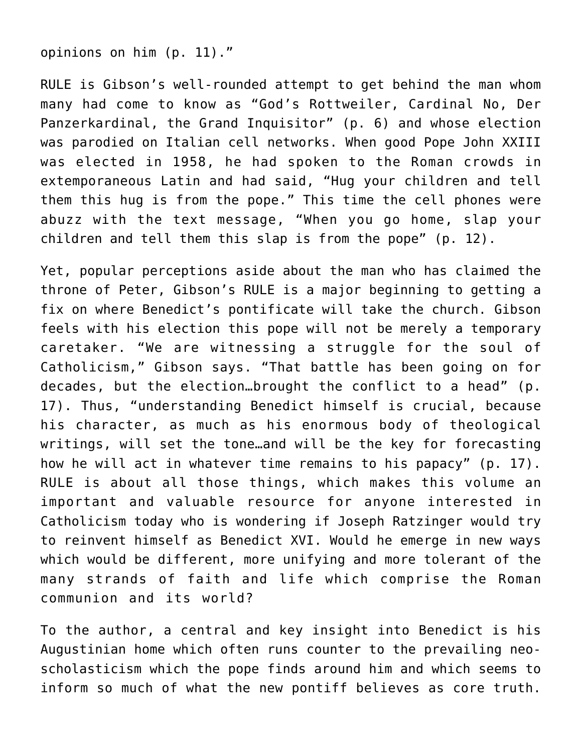opinions on him (p. 11)."

RULE is Gibson's well-rounded attempt to get behind the man whom many had come to know as "God's Rottweiler, Cardinal No, Der Panzerkardinal, the Grand Inquisitor" (p. 6) and whose election was parodied on Italian cell networks. When good Pope John XXIII was elected in 1958, he had spoken to the Roman crowds in extemporaneous Latin and had said, "Hug your children and tell them this hug is from the pope." This time the cell phones were abuzz with the text message, "When you go home, slap your children and tell them this slap is from the pope" (p. 12).

Yet, popular perceptions aside about the man who has claimed the throne of Peter, Gibson's RULE is a major beginning to getting a fix on where Benedict's pontificate will take the church. Gibson feels with his election this pope will not be merely a temporary caretaker. "We are witnessing a struggle for the soul of Catholicism," Gibson says. "That battle has been going on for decades, but the election…brought the conflict to a head" (p. 17). Thus, "understanding Benedict himself is crucial, because his character, as much as his enormous body of theological writings, will set the tone…and will be the key for forecasting how he will act in whatever time remains to his papacy" (p. 17). RULE is about all those things, which makes this volume an important and valuable resource for anyone interested in Catholicism today who is wondering if Joseph Ratzinger would try to reinvent himself as Benedict XVI. Would he emerge in new ways which would be different, more unifying and more tolerant of the many strands of faith and life which comprise the Roman communion and its world?

To the author, a central and key insight into Benedict is his Augustinian home which often runs counter to the prevailing neo-scholasticism which the pope finds around him and which seems to inform so much of what the new pontiff believes as core truth.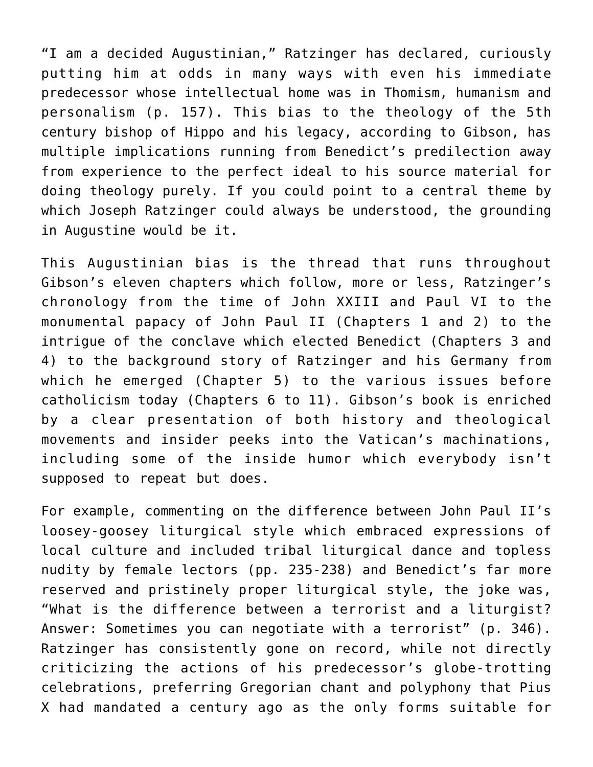“I am a decided Augustinian,” Ratzinger has declared, curiously putting him at odds in many ways with even his immediate predecessor whose intellectual home was in Thomism, humanism and personalism (p. 157). This bias to the theology of the 5th century bishop of Hippo and his legacy, according to Gibson, has multiple implications running from Benedict’s predilection away from experience to the perfect ideal to his source material for doing theology purely. If you could point to a central theme by which Joseph Ratzinger could always be understood, the grounding in Augustine would be it.

This Augustinian bias is the thread that runs throughout Gibson’s eleven chapters which follow, more or less, Ratzinger’s chronology from the time of John XXIII and Paul VI to the monumental papacy of John Paul II (Chapters 1 and 2) to the intrigue of the conclave which elected Benedict (Chapters 3 and 4) to the background story of Ratzinger and his Germany from which he emerged (Chapter 5) to the various issues before catholicism today (Chapters 6 to 11). Gibson’s book is enriched by a clear presentation of both history and theological movements and insider peeks into the Vatican’s machinations, including some of the inside humor which everybody isn’t supposed to repeat but does.

For example, commenting on the difference between John Paul II’s loosey-goosey liturgical style which embraced expressions of local culture and included tribal liturgical dance and topless nudity by female lectors (pp. 235-238) and Benedict’s far more reserved and pristinely proper liturgical style, the joke was, “What is the difference between a terrorist and a liturgist? Answer: Sometimes you can negotiate with a terrorist” (p. 346). Ratzinger has consistently gone on record, while not directly criticizing the actions of his predecessor’s globe-trotting celebrations, preferring Gregorian chant and polyphony that Pius X had mandated a century ago as the only forms suitable for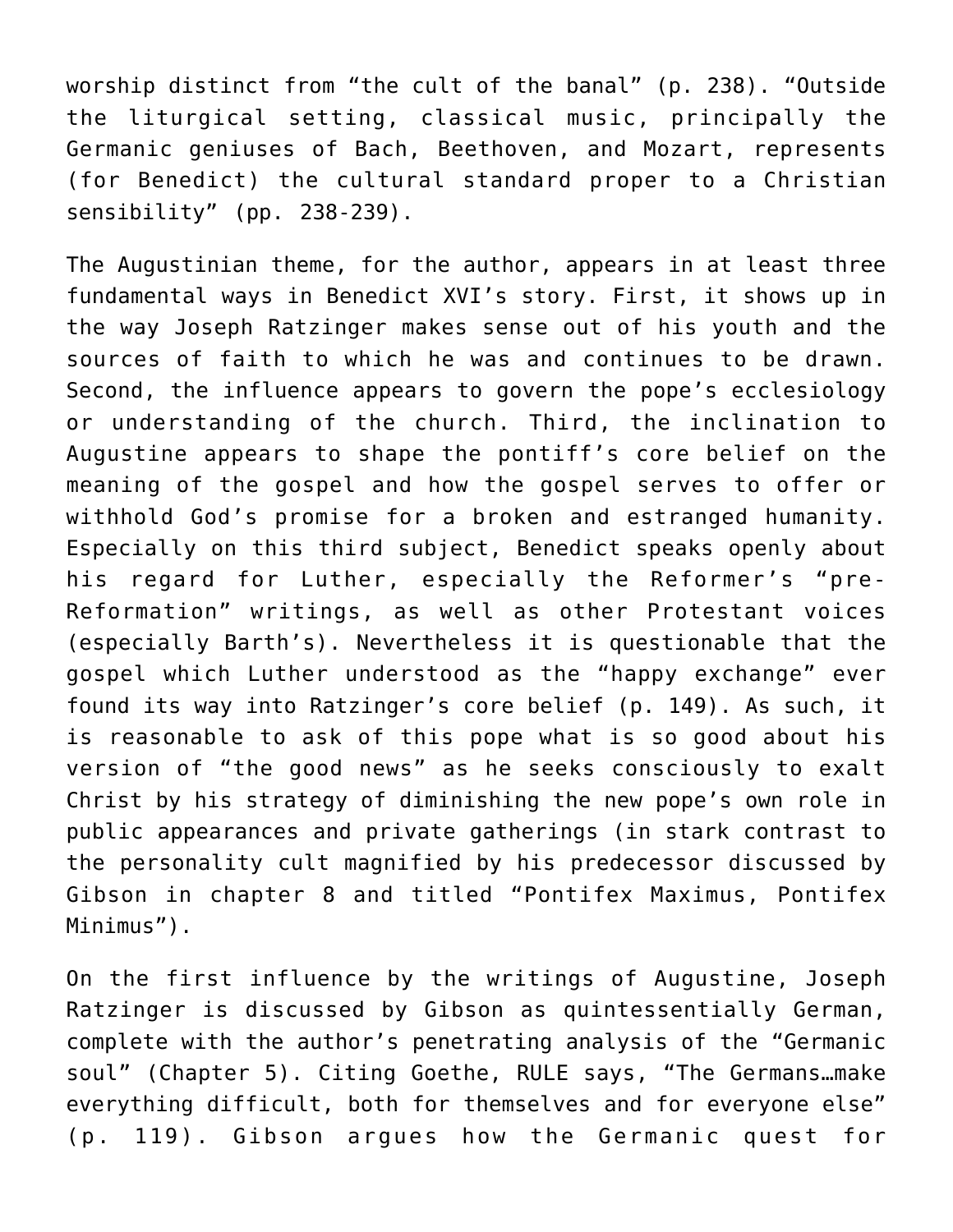worship distinct from "the cult of the banal" (p. 238). "Outside the liturgical setting, classical music, principally the Germanic geniuses of Bach, Beethoven, and Mozart, represents (for Benedict) the cultural standard proper to a Christian sensibility" (pp. 238-239).

The Augustinian theme, for the author, appears in at least three fundamental ways in Benedict XVI's story. First, it shows up in the way Joseph Ratzinger makes sense out of his youth and the sources of faith to which he was and continues to be drawn. Second, the influence appears to govern the pope's ecclesiology or understanding of the church. Third, the inclination to Augustine appears to shape the pontiff's core belief on the meaning of the gospel and how the gospel serves to offer or withhold God's promise for a broken and estranged humanity. Especially on this third subject, Benedict speaks openly about his regard for Luther, especially the Reformer's "pre-Reformation" writings, as well as other Protestant voices (especially Barth's). Nevertheless it is questionable that the gospel which Luther understood as the "happy exchange" ever found its way into Ratzinger's core belief (p. 149). As such, it is reasonable to ask of this pope what is so good about his version of "the good news" as he seeks consciously to exalt Christ by his strategy of diminishing the new pope's own role in public appearances and private gatherings (in stark contrast to the personality cult magnified by his predecessor discussed by Gibson in chapter 8 and titled "Pontifex Maximus, Pontifex Minimus").

On the first influence by the writings of Augustine, Joseph Ratzinger is discussed by Gibson as quintessentially German, complete with the author's penetrating analysis of the "Germanic soul" (Chapter 5). Citing Goethe, RULE says, "The Germans…make everything difficult, both for themselves and for everyone else" (p. 119). Gibson argues how the Germanic quest for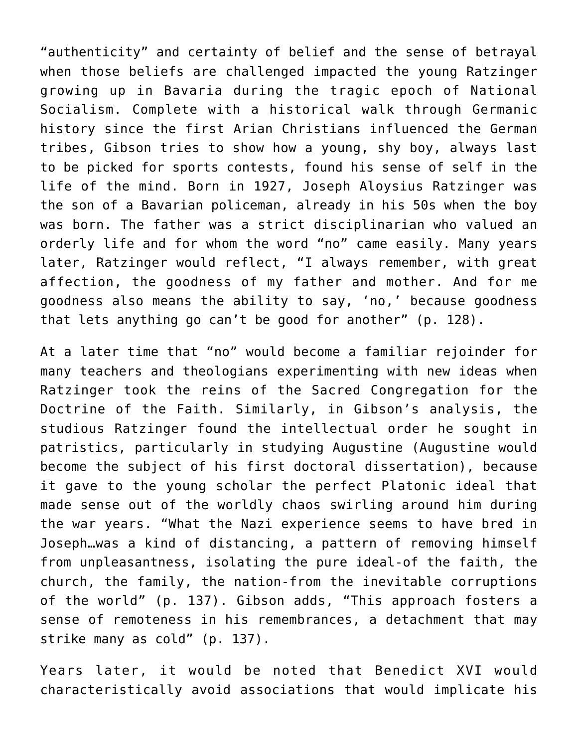"authenticity" and certainty of belief and the sense of betrayal when those beliefs are challenged impacted the young Ratzinger growing up in Bavaria during the tragic epoch of National Socialism. Complete with a historical walk through Germanic history since the first Arian Christians influenced the German tribes, Gibson tries to show how a young, shy boy, always last to be picked for sports contests, found his sense of self in the life of the mind. Born in 1927, Joseph Aloysius Ratzinger was the son of a Bavarian policeman, already in his 50s when the boy was born. The father was a strict disciplinarian who valued an orderly life and for whom the word "no" came easily. Many years later, Ratzinger would reflect, "I always remember, with great affection, the goodness of my father and mother. And for me goodness also means the ability to say, 'no,' because goodness that lets anything go can't be good for another" (p. 128).

At a later time that "no" would become a familiar rejoinder for many teachers and theologians experimenting with new ideas when Ratzinger took the reins of the Sacred Congregation for the Doctrine of the Faith. Similarly, in Gibson's analysis, the studious Ratzinger found the intellectual order he sought in patristics, particularly in studying Augustine (Augustine would become the subject of his first doctoral dissertation), because it gave to the young scholar the perfect Platonic ideal that made sense out of the worldly chaos swirling around him during the war years. "What the Nazi experience seems to have bred in Joseph…was a kind of distancing, a pattern of removing himself from unpleasantness, isolating the pure ideal-of the faith, the church, the family, the nation-from the inevitable corruptions of the world" (p. 137). Gibson adds, "This approach fosters a sense of remoteness in his remembrances, a detachment that may strike many as cold" (p. 137).

Years later, it would be noted that Benedict XVI would characteristically avoid associations that would implicate his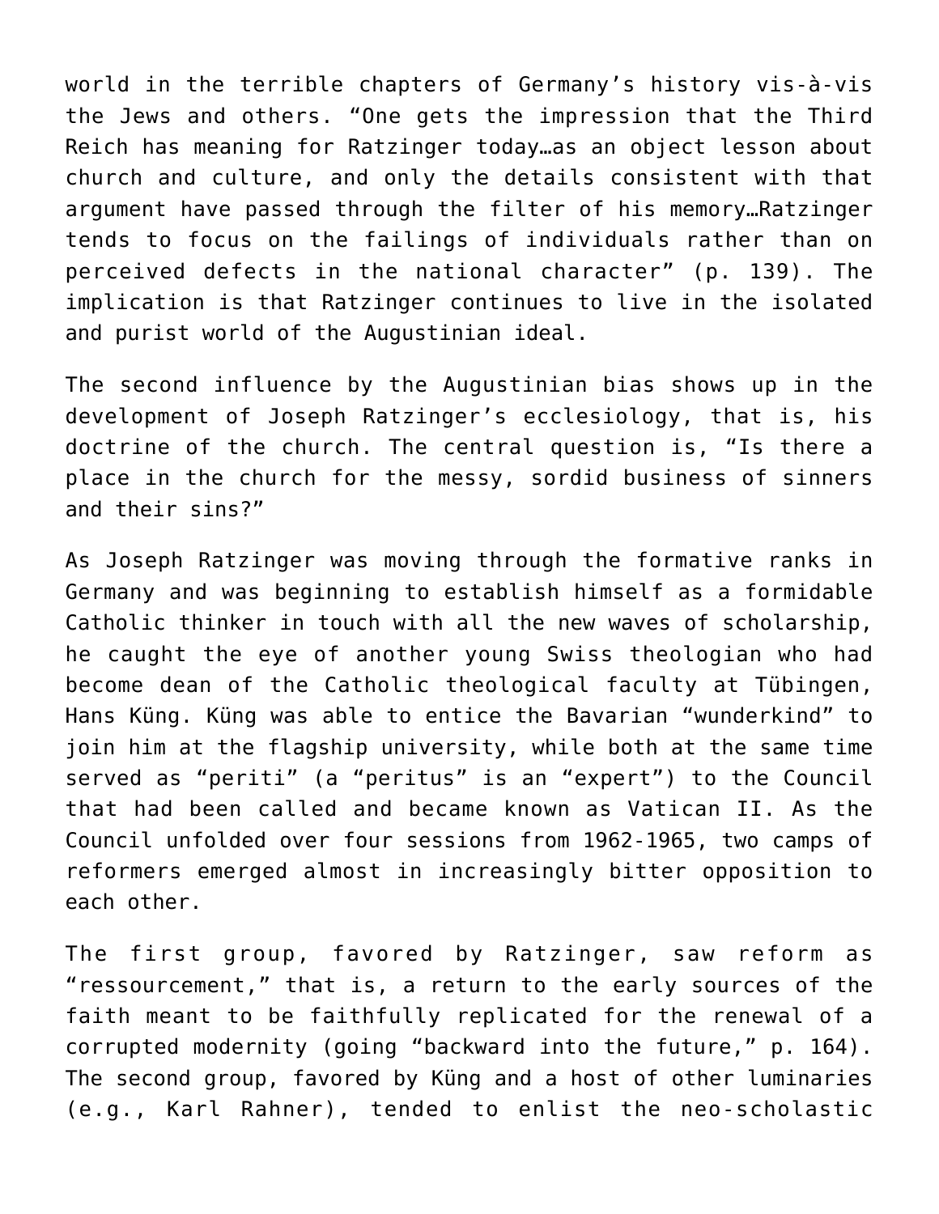world in the terrible chapters of Germany's history vis-à-vis the Jews and others. "One gets the impression that the Third Reich has meaning for Ratzinger today…as an object lesson about church and culture, and only the details consistent with that argument have passed through the filter of his memory…Ratzinger tends to focus on the failings of individuals rather than on perceived defects in the national character" (p. 139). The implication is that Ratzinger continues to live in the isolated and purist world of the Augustinian ideal.

The second influence by the Augustinian bias shows up in the development of Joseph Ratzinger's ecclesiology, that is, his doctrine of the church. The central question is, "Is there a place in the church for the messy, sordid business of sinners and their sins?"

As Joseph Ratzinger was moving through the formative ranks in Germany and was beginning to establish himself as a formidable Catholic thinker in touch with all the new waves of scholarship, he caught the eye of another young Swiss theologian who had become dean of the Catholic theological faculty at Tübingen, Hans Küng. Küng was able to entice the Bavarian "wunderkind" to join him at the flagship university, while both at the same time served as "periti" (a "peritus" is an "expert") to the Council that had been called and became known as Vatican II. As the Council unfolded over four sessions from 1962-1965, two camps of reformers emerged almost in increasingly bitter opposition to each other.

The first group, favored by Ratzinger, saw reform as "ressourcement," that is, a return to the early sources of the faith meant to be faithfully replicated for the renewal of a corrupted modernity (going "backward into the future," p. 164). The second group, favored by Küng and a host of other luminaries (e.g., Karl Rahner), tended to enlist the neo-scholastic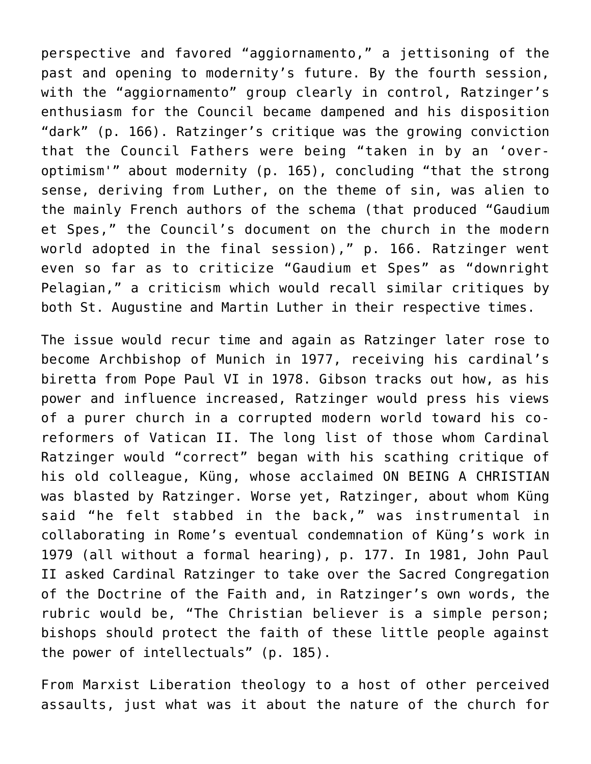perspective and favored “aggiornamento,” a jettisoning of the past and opening to modernity’s future. By the fourth session, with the “aggiornamento” group clearly in control, Ratzinger’s enthusiasm for the Council became dampened and his disposition “dark” (p. 166). Ratzinger’s critique was the growing conviction that the Council Fathers were being “taken in by an ‘over-optimism'” about modernity (p. 165), concluding “that the strong sense, deriving from Luther, on the theme of sin, was alien to the mainly French authors of the schema (that produced “Gaudium et Spes,” the Council’s document on the church in the modern world adopted in the final session),” p. 166. Ratzinger went even so far as to criticize “Gaudium et Spes” as “downright Pelagian,” a criticism which would recall similar critiques by both St. Augustine and Martin Luther in their respective times.

The issue would recur time and again as Ratzinger later rose to become Archbishop of Munich in 1977, receiving his cardinal’s biretta from Pope Paul VI in 1978. Gibson tracks out how, as his power and influence increased, Ratzinger would press his views of a purer church in a corrupted modern world toward his co-reformers of Vatican II. The long list of those whom Cardinal Ratzinger would “correct” began with his scathing critique of his old colleague, Küng, whose acclaimed ON BEING A CHRISTIAN was blasted by Ratzinger. Worse yet, Ratzinger, about whom Küng said “he felt stabbed in the back,” was instrumental in collaborating in Rome’s eventual condemnation of Küng’s work in 1979 (all without a formal hearing), p. 177. In 1981, John Paul II asked Cardinal Ratzinger to take over the Sacred Congregation of the Doctrine of the Faith and, in Ratzinger’s own words, the rubric would be, “The Christian believer is a simple person; bishops should protect the faith of these little people against the power of intellectuals” (p. 185).

From Marxist Liberation theology to a host of other perceived assaults, just what was it about the nature of the church for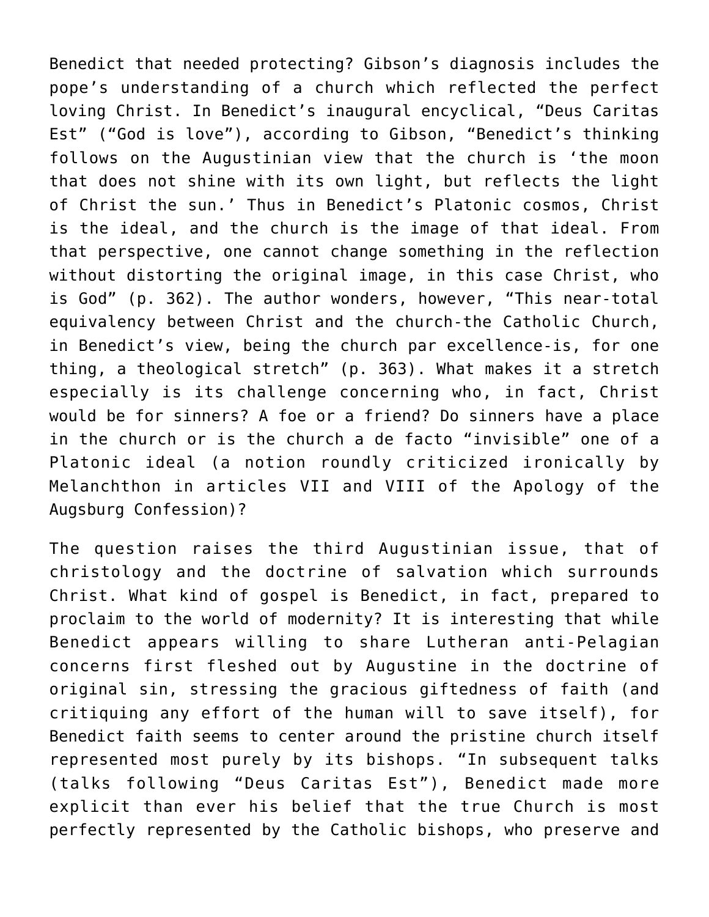Benedict that needed protecting? Gibson's diagnosis includes the pope's understanding of a church which reflected the perfect loving Christ. In Benedict's inaugural encyclical, "Deus Caritas Est" ("God is love"), according to Gibson, "Benedict's thinking follows on the Augustinian view that the church is 'the moon that does not shine with its own light, but reflects the light of Christ the sun.' Thus in Benedict's Platonic cosmos, Christ is the ideal, and the church is the image of that ideal. From that perspective, one cannot change something in the reflection without distorting the original image, in this case Christ, who is God" (p. 362). The author wonders, however, "This near-total equivalency between Christ and the church-the Catholic Church, in Benedict's view, being the church par excellence-is, for one thing, a theological stretch" (p. 363). What makes it a stretch especially is its challenge concerning who, in fact, Christ would be for sinners? A foe or a friend? Do sinners have a place in the church or is the church a de facto "invisible" one of a Platonic ideal (a notion roundly criticized ironically by Melanchthon in articles VII and VIII of the Apology of the Augsburg Confession)?

The question raises the third Augustinian issue, that of christology and the doctrine of salvation which surrounds Christ. What kind of gospel is Benedict, in fact, prepared to proclaim to the world of modernity? It is interesting that while Benedict appears willing to share Lutheran anti-Pelagian concerns first fleshed out by Augustine in the doctrine of original sin, stressing the gracious giftedness of faith (and critiquing any effort of the human will to save itself), for Benedict faith seems to center around the pristine church itself represented most purely by its bishops. "In subsequent talks (talks following "Deus Caritas Est"), Benedict made more explicit than ever his belief that the true Church is most perfectly represented by the Catholic bishops, who preserve and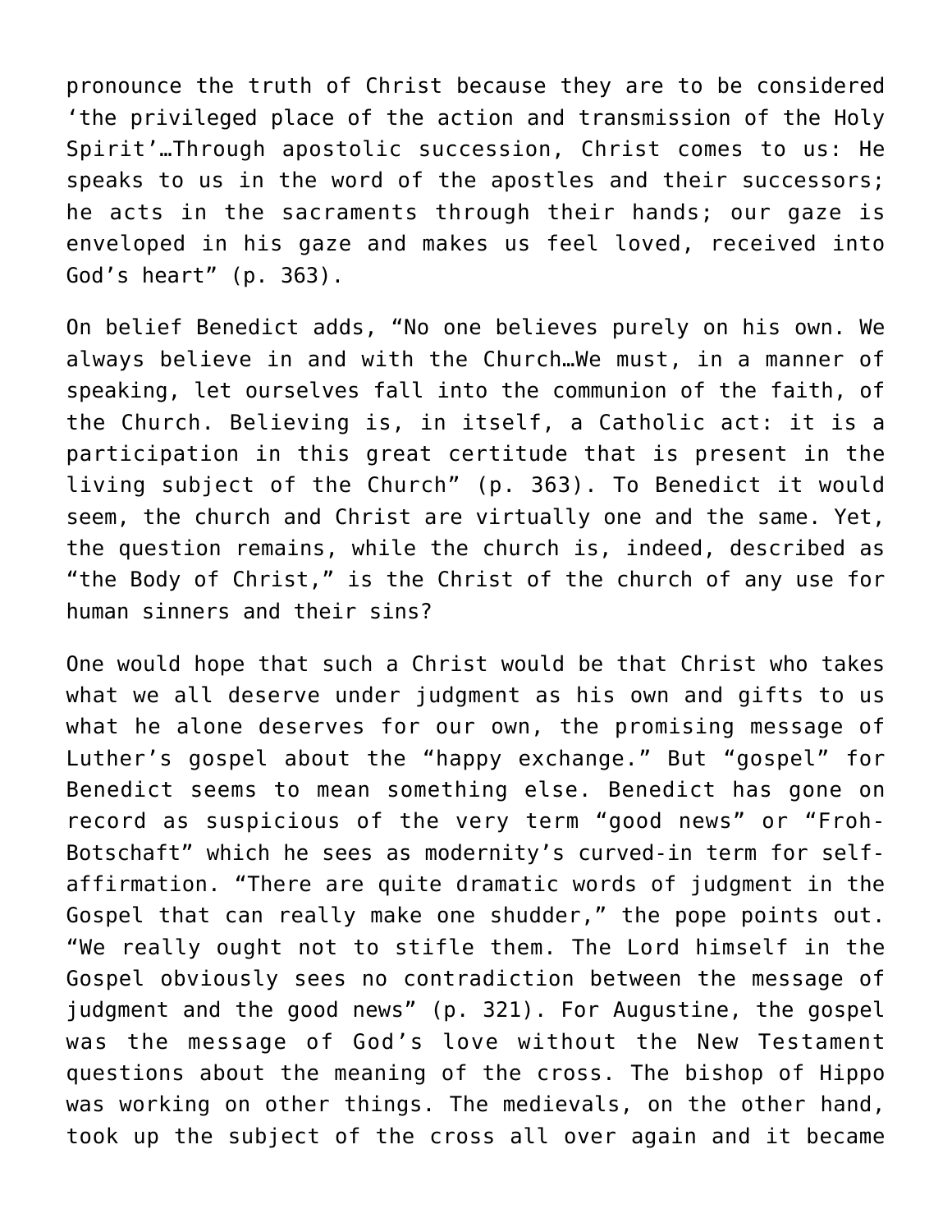pronounce the truth of Christ because they are to be considered 'the privileged place of the action and transmission of the Holy Spirit'…Through apostolic succession, Christ comes to us: He speaks to us in the word of the apostles and their successors; he acts in the sacraments through their hands; our gaze is enveloped in his gaze and makes us feel loved, received into God's heart" (p. 363).

On belief Benedict adds, "No one believes purely on his own. We always believe in and with the Church…We must, in a manner of speaking, let ourselves fall into the communion of the faith, of the Church. Believing is, in itself, a Catholic act: it is a participation in this great certitude that is present in the living subject of the Church" (p. 363). To Benedict it would seem, the church and Christ are virtually one and the same. Yet, the question remains, while the church is, indeed, described as "the Body of Christ," is the Christ of the church of any use for human sinners and their sins?

One would hope that such a Christ would be that Christ who takes what we all deserve under judgment as his own and gifts to us what he alone deserves for our own, the promising message of Luther's gospel about the "happy exchange." But "gospel" for Benedict seems to mean something else. Benedict has gone on record as suspicious of the very term "good news" or "Froh-Botschaft" which he sees as modernity's curved-in term for self-affirmation. "There are quite dramatic words of judgment in the Gospel that can really make one shudder," the pope points out. "We really ought not to stifle them. The Lord himself in the Gospel obviously sees no contradiction between the message of judgment and the good news" (p. 321). For Augustine, the gospel was the message of God's love without the New Testament questions about the meaning of the cross. The bishop of Hippo was working on other things. The medievals, on the other hand, took up the subject of the cross all over again and it became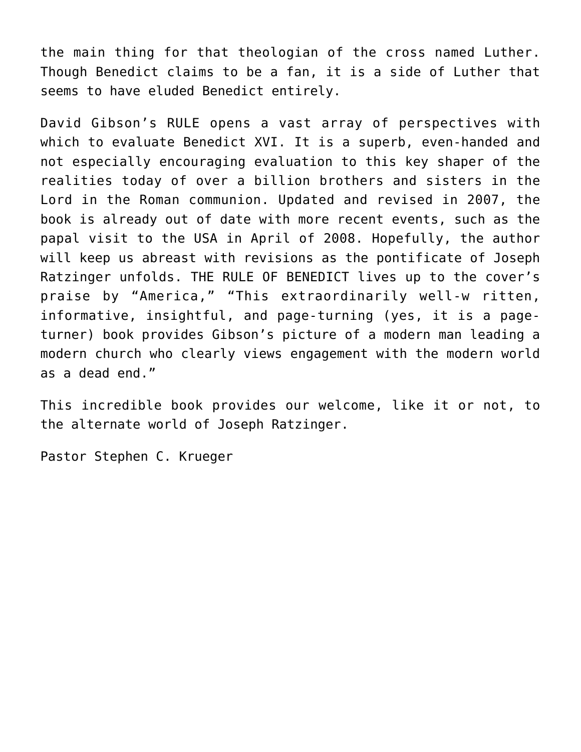the main thing for that theologian of the cross named Luther. Though Benedict claims to be a fan, it is a side of Luther that seems to have eluded Benedict entirely.

David Gibson's RULE opens a vast array of perspectives with which to evaluate Benedict XVI. It is a superb, even-handed and not especially encouraging evaluation to this key shaper of the realities today of over a billion brothers and sisters in the Lord in the Roman communion. Updated and revised in 2007, the book is already out of date with more recent events, such as the papal visit to the USA in April of 2008. Hopefully, the author will keep us abreast with revisions as the pontificate of Joseph Ratzinger unfolds. THE RULE OF BENEDICT lives up to the cover's praise by "America," "This extraordinarily well-w ritten, informative, insightful, and page-turning (yes, it is a page-turner) book provides Gibson's picture of a modern man leading a modern church who clearly views engagement with the modern world as a dead end."

This incredible book provides our welcome, like it or not, to the alternate world of Joseph Ratzinger.

Pastor Stephen C. Krueger